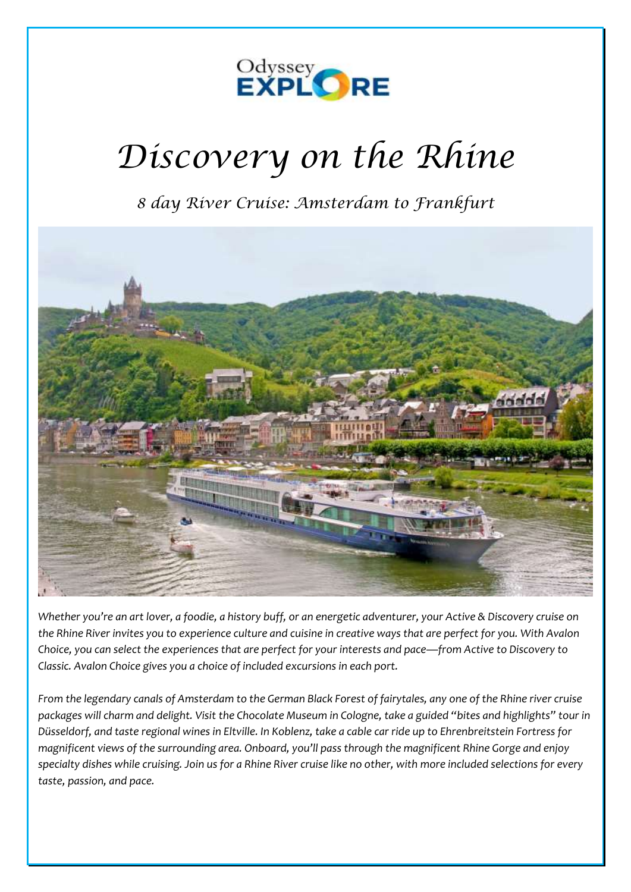Odyssey EXPLORE

# *Discovery on the Rhine*

## *8 day River Cruise: Amsterdam to Frankfurt*

*Whether you're an art lover, a foodie, a history buff, or an energetic adventurer, your Active & Discovery cruise on the Rhine River invites you to experience culture and cuisine in creative ways that are perfect for you. With Avalon Choice, you can select the experiences that are perfect for your interests and pace—from Active to Discovery to Classic. Avalon Choice gives you a choice of included excursions in each port.*

*From the legendary canals of Amsterdam to the German Black Forest of fairytales, any one of the Rhine river cruise packages will charm and delight. Visit the Chocolate Museum in Cologne, take a guided "bites and highlights" tour in Düsseldorf, and taste regional wines in Eltville. In Koblenz, take a cable car ride up to Ehrenbreitstein Fortress for magnificent views of the surrounding area. Onboard, you'll pass through the magnificent Rhine Gorge and enjoy specialty dishes while cruising. Join us for a Rhine River cruise like no other, with more included selections for every taste, passion, and pace.*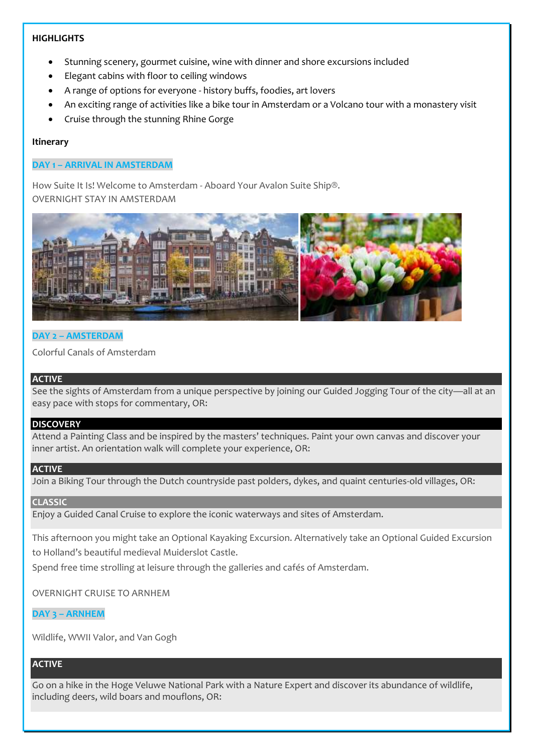**HIGHLIGHTS**

- Stunning scenery, gourmet cuisine, wine with dinner and shore excursions included
- Elegant cabins with floor to ceiling windows
- A range of options for everyone - history buffs, foodies, art lovers
- An exciting range of activities like a bike tour in Amsterdam or a Volcano tour with a monastery visit
- Cruise through the stunning Rhine Gorge

**Itinerary**

### DAY 1 – ARRIVAL IN AMSTERDAM

How Suite It Is! Welcome to Amsterdam - Aboard Your Avalon Suite Ship®.
OVERNIGHT STAY IN AMSTERDAM

### DAY 2 – AMSTERDAM

Colorful Canals of Amsterdam

**ACTIVE**

See the sights of Amsterdam from a unique perspective by joining our Guided Jogging Tour of the city—all at an easy pace with stops for commentary, OR:

**DISCOVERY**

Attend a Painting Class and be inspired by the masters' techniques. Paint your own canvas and discover your inner artist. An orientation walk will complete your experience, OR:

**ACTIVE**

Join a Biking Tour through the Dutch countryside past polders, dykes, and quaint centuries-old villages, OR:

**CLASSIC**

Enjoy a Guided Canal Cruise to explore the iconic waterways and sites of Amsterdam.

This afternoon you might take an Optional Kayaking Excursion. Alternatively take an Optional Guided Excursion to Holland's beautiful medieval Muiderslot Castle.
Spend free time strolling at leisure through the galleries and cafés of Amsterdam.

OVERNIGHT CRUISE TO ARNHEM

### DAY 3 – ARNHEM

Wildlife, WWII Valor, and Van Gogh

**ACTIVE**

Go on a hike in the Hoge Veluwe National Park with a Nature Expert and discover its abundance of wildlife, including deers, wild boars and mouflons, OR: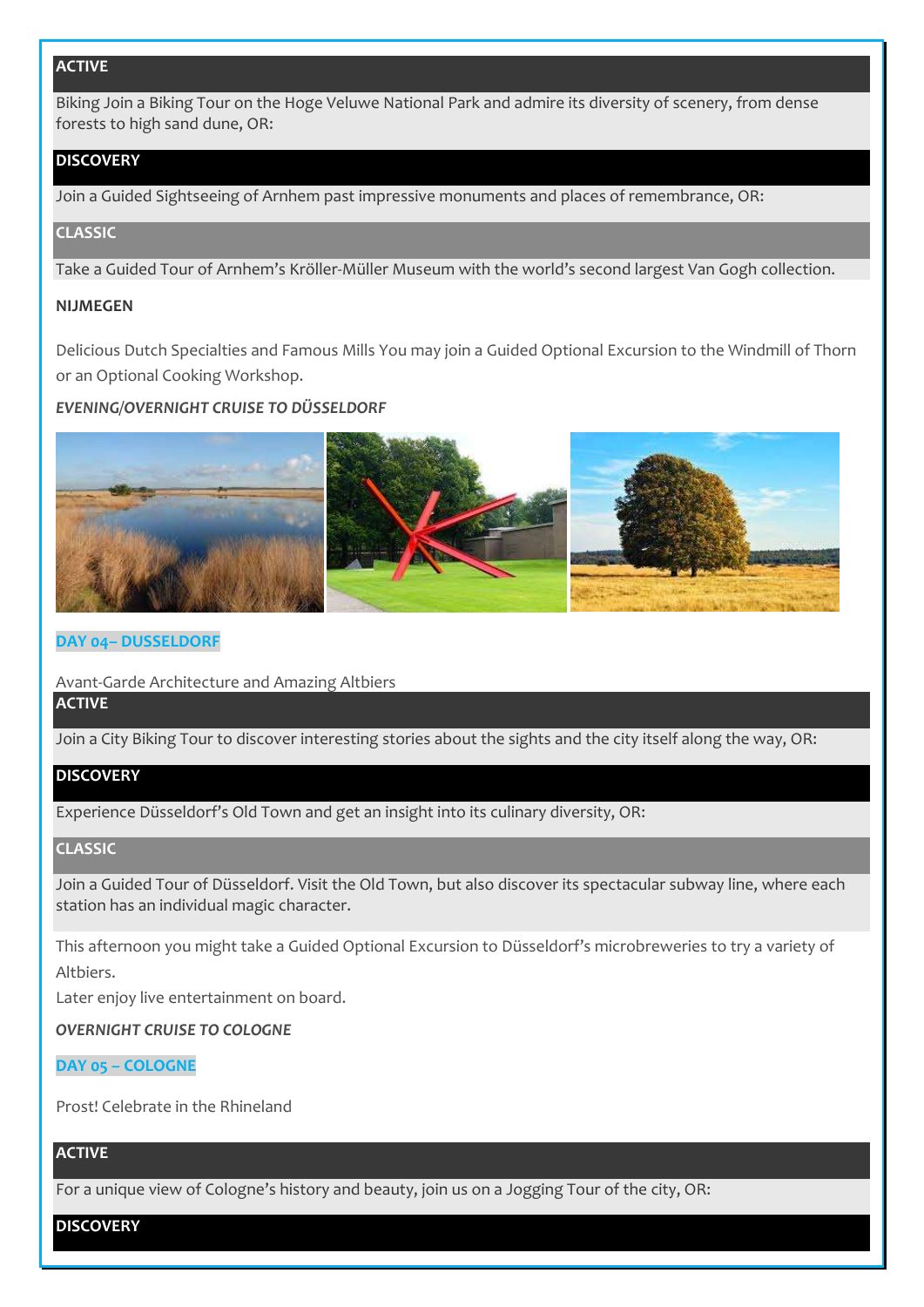**ACTIVE**

Biking Join a Biking Tour on the Hoge Veluwe National Park and admire its diversity of scenery, from dense forests to high sand dune, OR:

**DISCOVERY**

Join a Guided Sightseeing of Arnhem past impressive monuments and places of remembrance, OR:

**CLASSIC**

Take a Guided Tour of Arnhem's Kröller-Müller Museum with the world's second largest Van Gogh collection.

**NIJMEGEN**

Delicious Dutch Specialties and Famous Mills You may join a Guided Optional Excursion to the Windmill of Thorn or an Optional Cooking Workshop.

***EVENING/OVERNIGHT CRUISE TO DÜSSELDORF***

## DAY 04– DUSSELDORF

Avant-Garde Architecture and Amazing Altbiers

**ACTIVE**

Join a City Biking Tour to discover interesting stories about the sights and the city itself along the way, OR:

**DISCOVERY**

Experience Düsseldorf's Old Town and get an insight into its culinary diversity, OR:

**CLASSIC**

Join a Guided Tour of Düsseldorf. Visit the Old Town, but also discover its spectacular subway line, where each station has an individual magic character.

This afternoon you might take a Guided Optional Excursion to Düsseldorf's microbreweries to try a variety of Altbiers.

Later enjoy live entertainment on board.

***OVERNIGHT CRUISE TO COLOGNE***

## DAY 05 – COLOGNE

Prost! Celebrate in the Rhineland

**ACTIVE**

For a unique view of Cologne's history and beauty, join us on a Jogging Tour of the city, OR:

**DISCOVERY**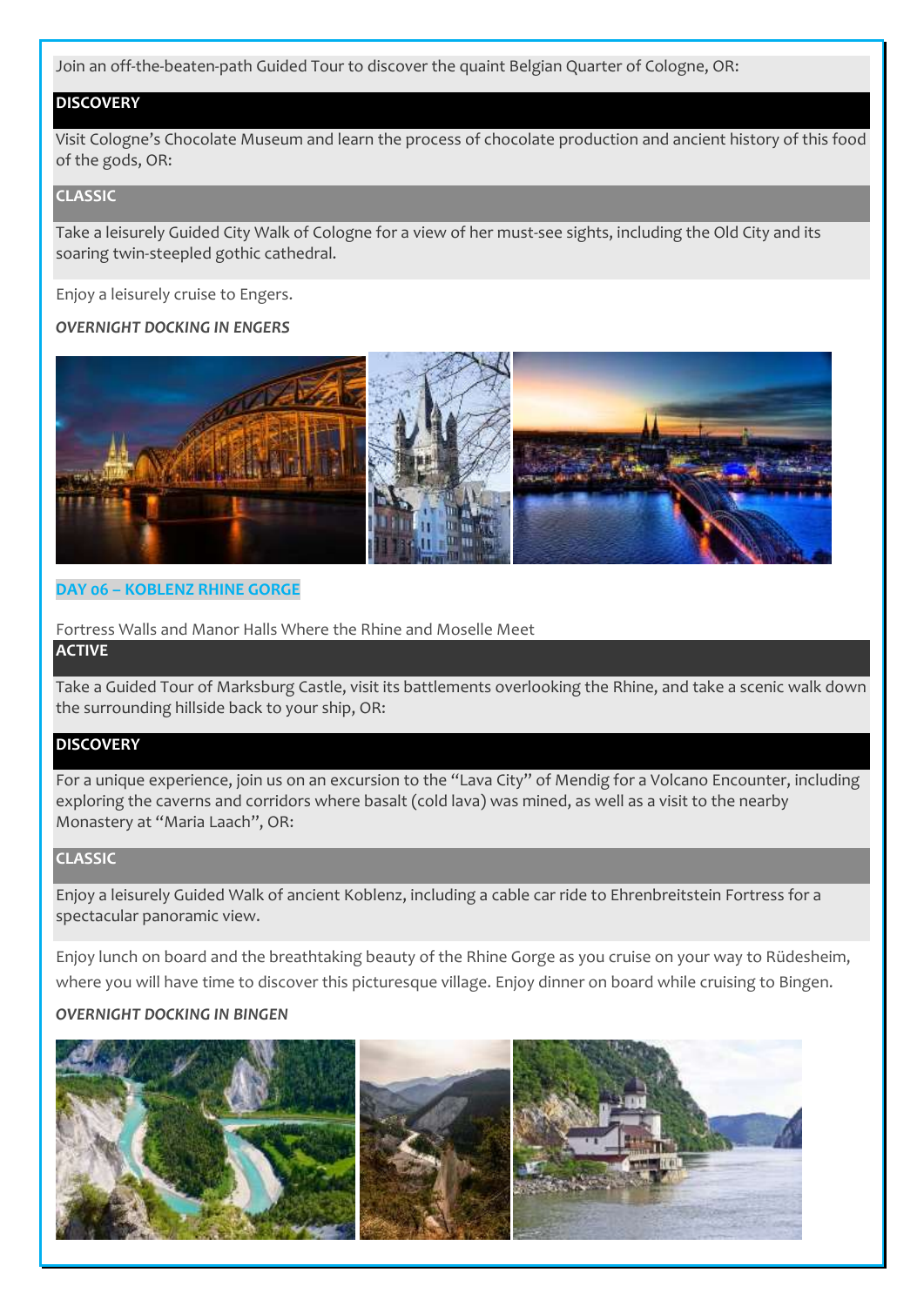Join an off-the-beaten-path Guided Tour to discover the quaint Belgian Quarter of Cologne, OR:

**DISCOVERY**

Visit Cologne's Chocolate Museum and learn the process of chocolate production and ancient history of this food of the gods, OR:

**CLASSIC**

Take a leisurely Guided City Walk of Cologne for a view of her must-see sights, including the Old City and its soaring twin-steepled gothic cathedral.

Enjoy a leisurely cruise to Engers.

***OVERNIGHT DOCKING IN ENGERS***

## DAY 06 – KOBLENZ RHINE GORGE

Fortress Walls and Manor Halls Where the Rhine and Moselle Meet

**ACTIVE**

Take a Guided Tour of Marksburg Castle, visit its battlements overlooking the Rhine, and take a scenic walk down the surrounding hillside back to your ship, OR:

**DISCOVERY**

For a unique experience, join us on an excursion to the "Lava City" of Mendig for a Volcano Encounter, including exploring the caverns and corridors where basalt (cold lava) was mined, as well as a visit to the nearby Monastery at "Maria Laach", OR:

**CLASSIC**

Enjoy a leisurely Guided Walk of ancient Koblenz, including a cable car ride to Ehrenbreitstein Fortress for a spectacular panoramic view.

Enjoy lunch on board and the breathtaking beauty of the Rhine Gorge as you cruise on your way to Rüdesheim, where you will have time to discover this picturesque village. Enjoy dinner on board while cruising to Bingen.

***OVERNIGHT DOCKING IN BINGEN***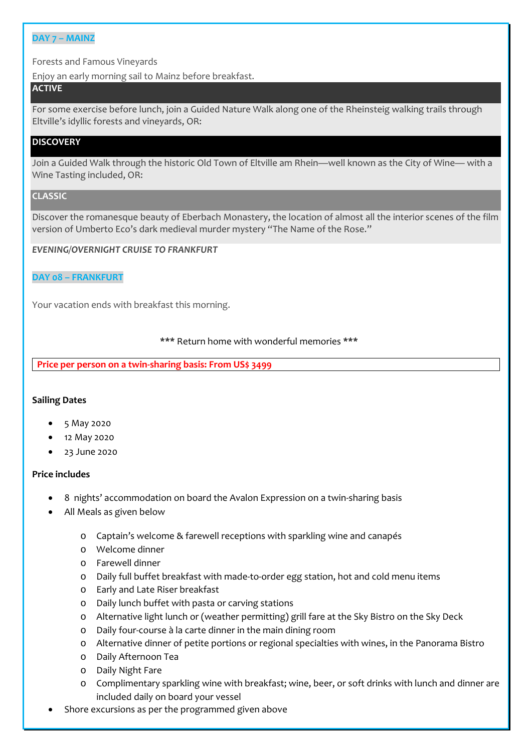## DAY 7 – MAINZ

Forests and Famous Vineyards

Enjoy an early morning sail to Mainz before breakfast.

**ACTIVE**

For some exercise before lunch, join a Guided Nature Walk along one of the Rheinsteig walking trails through Eltville's idyllic forests and vineyards, OR:

**DISCOVERY**

Join a Guided Walk through the historic Old Town of Eltville am Rhein—well known as the City of Wine— with a Wine Tasting included, OR:

**CLASSIC**

Discover the romanesque beauty of Eberbach Monastery, the location of almost all the interior scenes of the film version of Umberto Eco's dark medieval murder mystery "The Name of the Rose."

***EVENING/OVERNIGHT CRUISE TO FRANKFURT***

## DAY 08 – FRANKFURT

Your vacation ends with breakfast this morning.

*** Return home with wonderful memories ***

**Price per person on a twin-sharing basis: From US$ 3499**

**Sailing Dates**

- 5 May 2020
- 12 May 2020
- 23 June 2020

**Price includes**

- 8 nights' accommodation on board the Avalon Expression on a twin-sharing basis
- All Meals as given below
    - Captain's welcome & farewell receptions with sparkling wine and canapés
    - Welcome dinner
    - Farewell dinner
    - Daily full buffet breakfast with made-to-order egg station, hot and cold menu items
    - Early and Late Riser breakfast
    - Daily lunch buffet with pasta or carving stations
    - Alternative light lunch or (weather permitting) grill fare at the Sky Bistro on the Sky Deck
    - Daily four-course à la carte dinner in the main dining room
    - Alternative dinner of petite portions or regional specialties with wines, in the Panorama Bistro
    - Daily Afternoon Tea
    - Daily Night Fare
    - Complimentary sparkling wine with breakfast; wine, beer, or soft drinks with lunch and dinner are included daily on board your vessel
- Shore excursions as per the programmed given above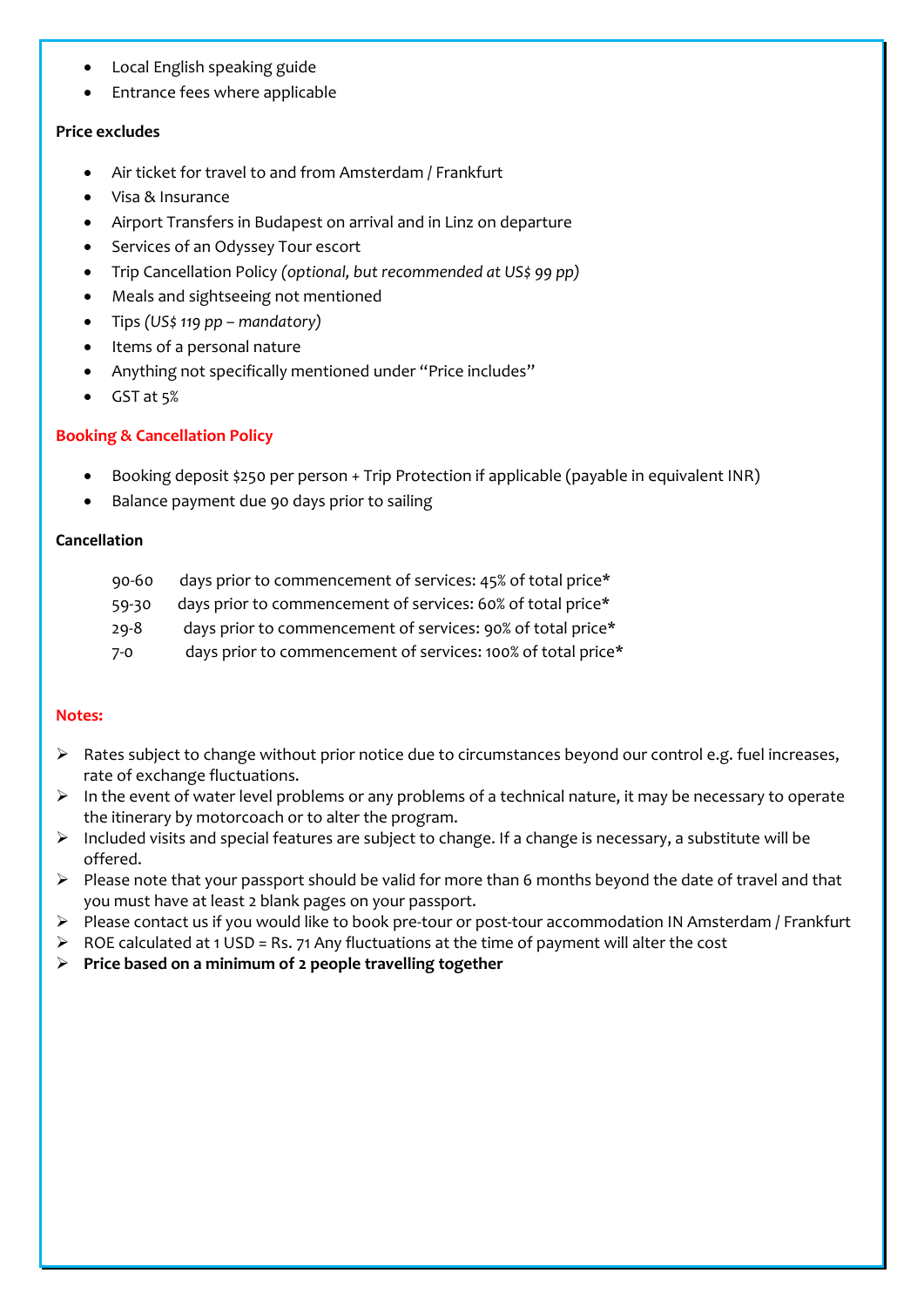- Local English speaking guide
- Entrance fees where applicable

**Price excludes**

- Air ticket for travel to and from Amsterdam / Frankfurt
- Visa & Insurance
- Airport Transfers in Budapest on arrival and in Linz on departure
- Services of an Odyssey Tour escort
- Trip Cancellation Policy *(optional, but recommended at US$ 99 pp)*
- Meals and sightseeing not mentioned
- Tips *(US$ 119 pp – mandatory)*
- Items of a personal nature
- Anything not specifically mentioned under "Price includes"
- GST at 5%

**Booking & Cancellation Policy**

- Booking deposit $250 per person + Trip Protection if applicable (payable in equivalent INR)
- Balance payment due 90 days prior to sailing

**Cancellation**

90-60 days prior to commencement of services: 45% of total price*
59-30 days prior to commencement of services: 60% of total price*
29-8 days prior to commencement of services: 90% of total price*
7-0 days prior to commencement of services: 100% of total price*

**Notes:**

- Rates subject to change without prior notice due to circumstances beyond our control e.g. fuel increases, rate of exchange fluctuations.
- In the event of water level problems or any problems of a technical nature, it may be necessary to operate the itinerary by motorcoach or to alter the program.
- Included visits and special features are subject to change. If a change is necessary, a substitute will be offered.
- Please note that your passport should be valid for more than 6 months beyond the date of travel and that you must have at least 2 blank pages on your passport.
- Please contact us if you would like to book pre-tour or post-tour accommodation IN Amsterdam / Frankfurt
- ROE calculated at 1 USD = Rs. 71 Any fluctuations at the time of payment will alter the cost
- **Price based on a minimum of 2 people travelling together**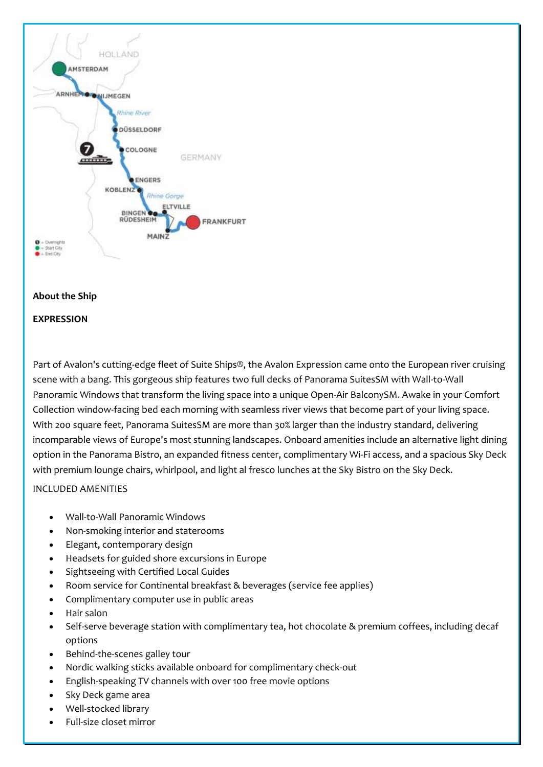**About the Ship**

**EXPRESSION**

Part of Avalon's cutting-edge fleet of Suite Ships®, the Avalon Expression came onto the European river cruising scene with a bang. This gorgeous ship features two full decks of Panorama SuitesSM with Wall-to-Wall Panoramic Windows that transform the living space into a unique Open-Air BalconySM. Awake in your Comfort Collection window-facing bed each morning with seamless river views that become part of your living space. With 200 square feet, Panorama SuitesSM are more than 30% larger than the industry standard, delivering incomparable views of Europe's most stunning landscapes. Onboard amenities include an alternative light dining option in the Panorama Bistro, an expanded fitness center, complimentary Wi-Fi access, and a spacious Sky Deck with premium lounge chairs, whirlpool, and light al fresco lunches at the Sky Bistro on the Sky Deck.

INCLUDED AMENITIES

- Wall-to-Wall Panoramic Windows
- Non-smoking interior and staterooms
- Elegant, contemporary design
- Headsets for guided shore excursions in Europe
- Sightseeing with Certified Local Guides
- Room service for Continental breakfast & beverages (service fee applies)
- Complimentary computer use in public areas
- Hair salon
- Self-serve beverage station with complimentary tea, hot chocolate & premium coffees, including decaf options
- Behind-the-scenes galley tour
- Nordic walking sticks available onboard for complimentary check-out
- English-speaking TV channels with over 100 free movie options
- Sky Deck game area
- Well-stocked library
- Full-size closet mirror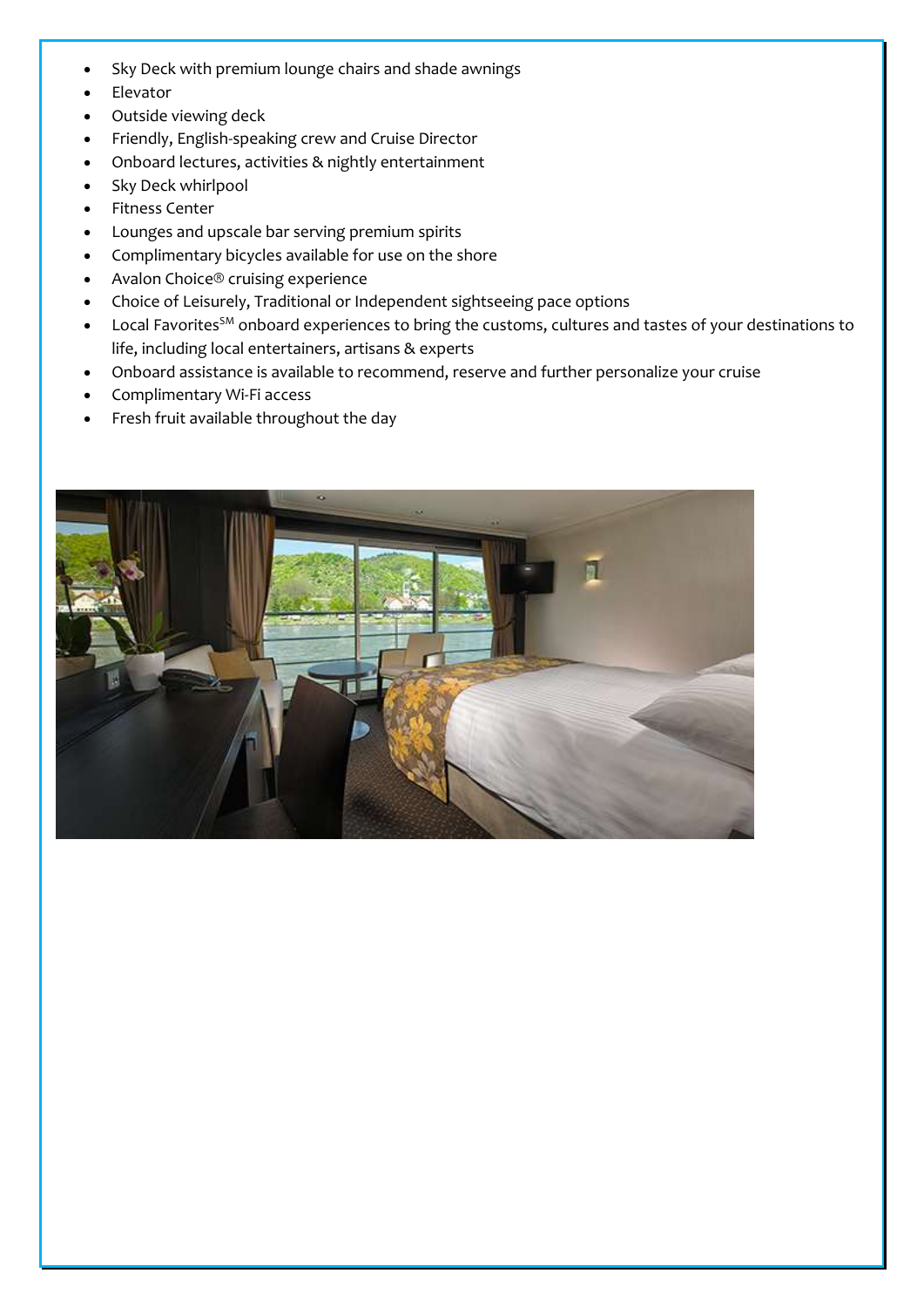- Sky Deck with premium lounge chairs and shade awnings
- Elevator
- Outside viewing deck
- Friendly, English-speaking crew and Cruise Director
- Onboard lectures, activities & nightly entertainment
- Sky Deck whirlpool
- Fitness Center
- Lounges and upscale bar serving premium spirits
- Complimentary bicycles available for use on the shore
- Avalon Choice® cruising experience
- Choice of Leisurely, Traditional or Independent sightseeing pace options
- Local Favorites℠ onboard experiences to bring the customs, cultures and tastes of your destinations to life, including local entertainers, artisans & experts
- Onboard assistance is available to recommend, reserve and further personalize your cruise
- Complimentary Wi-Fi access
- Fresh fruit available throughout the day